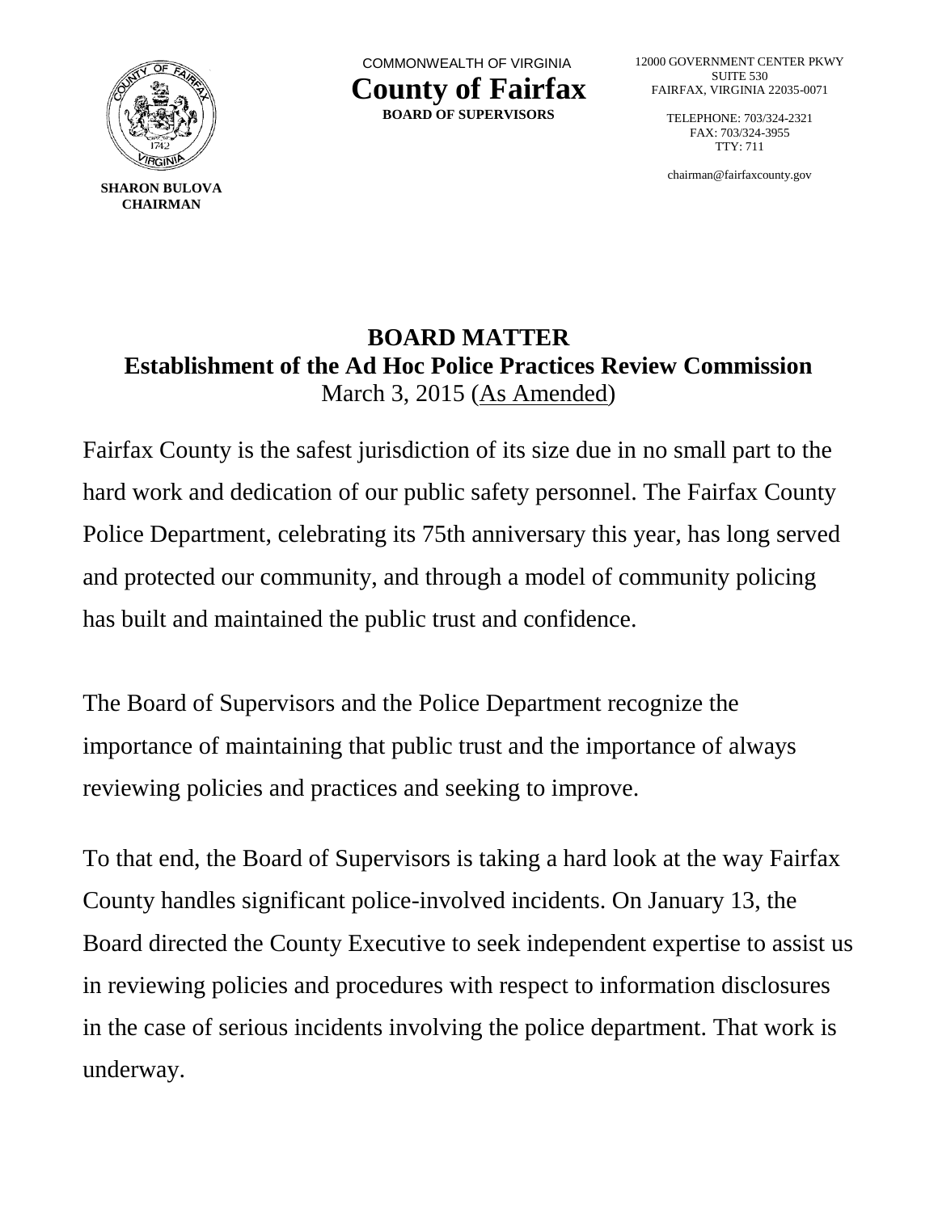COMMONWEALTH OF VIRGINIA

**County of Fairfax**

**BOARD OF SUPERVISORS**

12000 GOVERNMENT CENTER PKWY
SUITE 530
FAIRFAX, VIRGINIA 22035-0071

TELEPHONE: 703/324-2321
FAX: 703/324-3955
TTY: 711

chairman@fairfaxcounty.gov

**SHARON BULOVA**
**CHAIRMAN**

# BOARD MATTER
## Establishment of the Ad Hoc Police Practices Review Commission

March 3, 2015 (As Amended)

Fairfax County is the safest jurisdiction of its size due in no small part to the hard work and dedication of our public safety personnel. The Fairfax County Police Department, celebrating its 75th anniversary this year, has long served and protected our community, and through a model of community policing has built and maintained the public trust and confidence.

The Board of Supervisors and the Police Department recognize the importance of maintaining that public trust and the importance of always reviewing policies and practices and seeking to improve.

To that end, the Board of Supervisors is taking a hard look at the way Fairfax County handles significant police-involved incidents. On January 13, the Board directed the County Executive to seek independent expertise to assist us in reviewing policies and procedures with respect to information disclosures in the case of serious incidents involving the police department. That work is underway.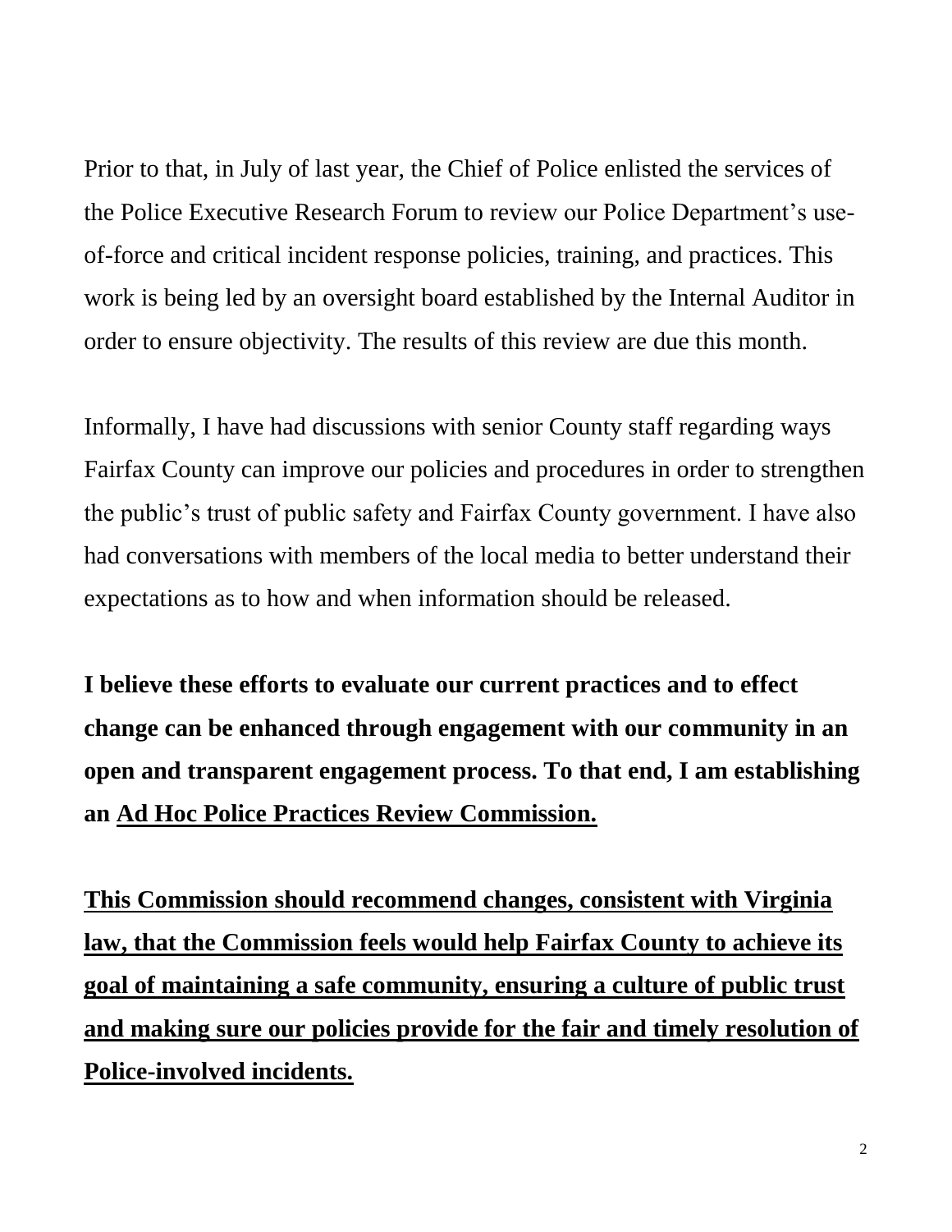Prior to that, in July of last year, the Chief of Police enlisted the services of the Police Executive Research Forum to review our Police Department's use-of-force and critical incident response policies, training, and practices. This work is being led by an oversight board established by the Internal Auditor in order to ensure objectivity. The results of this review are due this month.

Informally, I have had discussions with senior County staff regarding ways Fairfax County can improve our policies and procedures in order to strengthen the public's trust of public safety and Fairfax County government. I have also had conversations with members of the local media to better understand their expectations as to how and when information should be released.

**I believe these efforts to evaluate our current practices and to effect change can be enhanced through engagement with our community in an open and transparent engagement process. To that end, I am establishing an <u>Ad Hoc Police Practices Review Commission.</u>**

**<u>This Commission should recommend changes, consistent with Virginia law, that the Commission feels would help Fairfax County to achieve its goal of maintaining a safe community, ensuring a culture of public trust and making sure our policies provide for the fair and timely resolution of Police-involved incidents.</u>**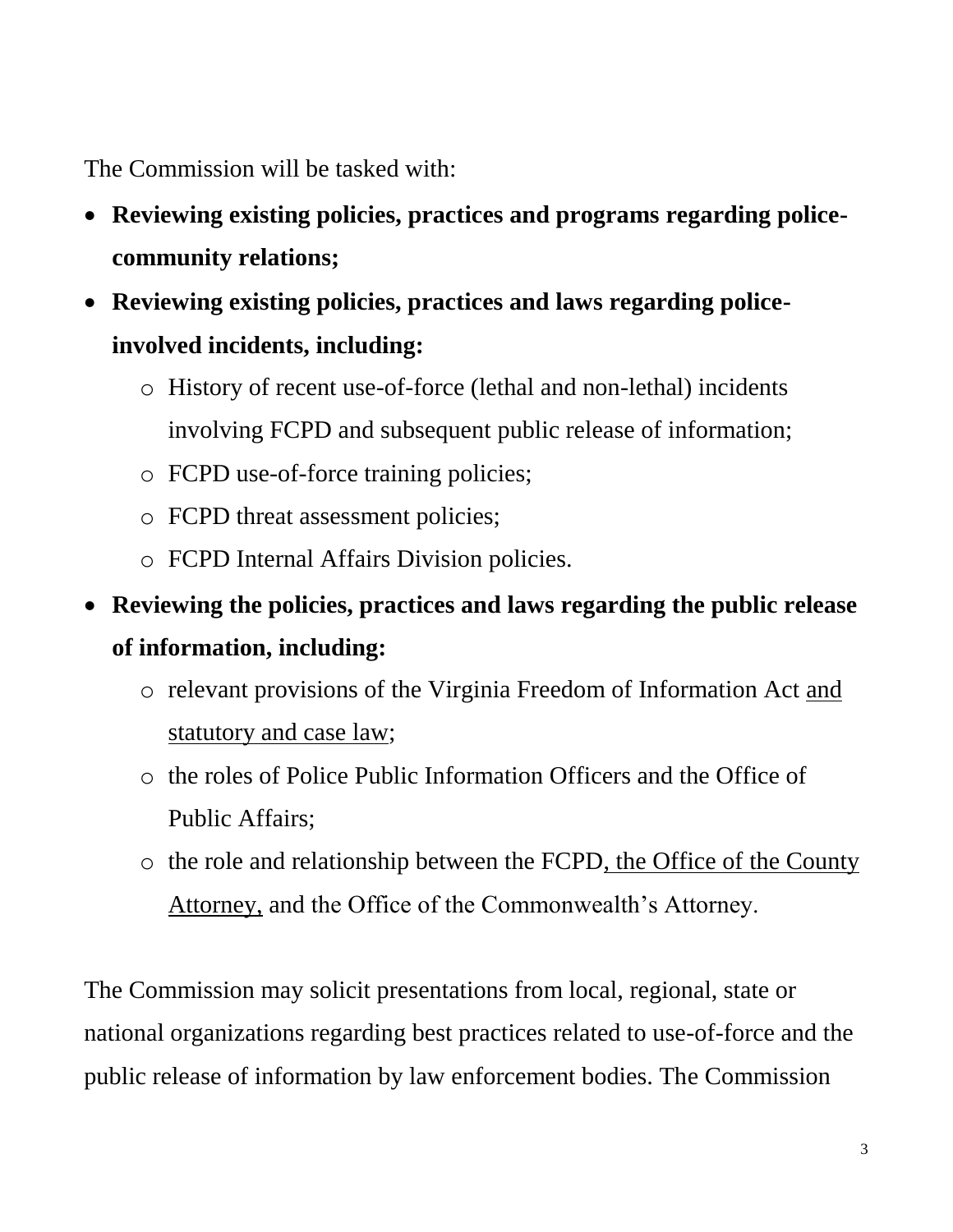The Commission will be tasked with:

- **Reviewing existing policies, practices and programs regarding police-community relations;**
- **Reviewing existing policies, practices and laws regarding police-involved incidents, including:**
  - History of recent use-of-force (lethal and non-lethal) incidents involving FCPD and subsequent public release of information;
  - FCPD use-of-force training policies;
  - FCPD threat assessment policies;
  - FCPD Internal Affairs Division policies.
- **Reviewing the policies, practices and laws regarding the public release of information, including:**
  - relevant provisions of the Virginia Freedom of Information Act <u>and statutory and case law</u>;
  - the roles of Police Public Information Officers and the Office of Public Affairs;
  - the role and relationship between the FCPD<u>, the Office of the County Attorney,</u> and the Office of the Commonwealth's Attorney.

The Commission may solicit presentations from local, regional, state or national organizations regarding best practices related to use-of-force and the public release of information by law enforcement bodies. The Commission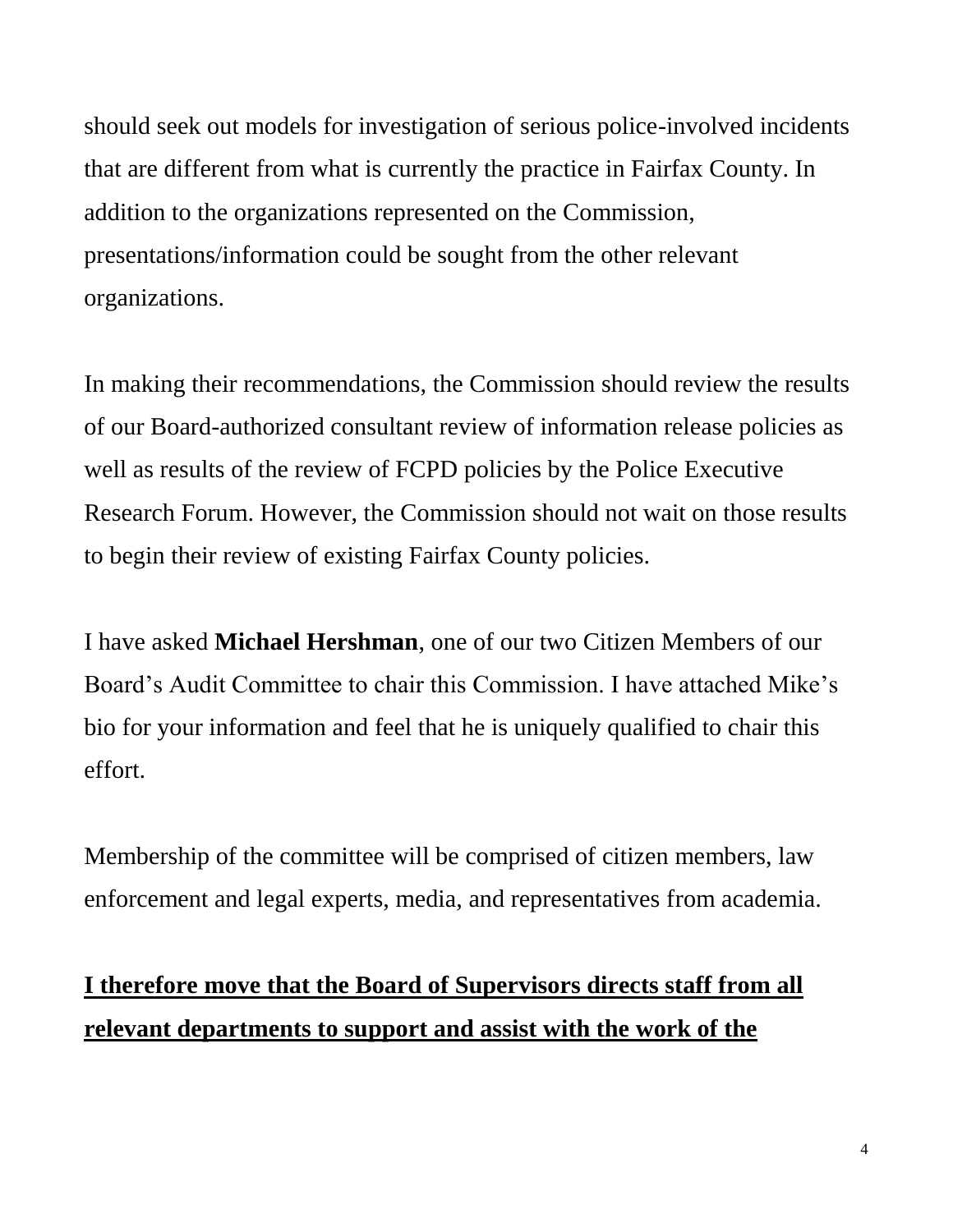should seek out models for investigation of serious police-involved incidents that are different from what is currently the practice in Fairfax County. In addition to the organizations represented on the Commission, presentations/information could be sought from the other relevant organizations.

In making their recommendations, the Commission should review the results of our Board-authorized consultant review of information release policies as well as results of the review of FCPD policies by the Police Executive Research Forum. However, the Commission should not wait on those results to begin their review of existing Fairfax County policies.

I have asked **Michael Hershman**, one of our two Citizen Members of our Board's Audit Committee to chair this Commission. I have attached Mike's bio for your information and feel that he is uniquely qualified to chair this effort.

Membership of the committee will be comprised of citizen members, law enforcement and legal experts, media, and representatives from academia.

<u>**I therefore move that the Board of Supervisors directs staff from all relevant departments to support and assist with the work of the**</u>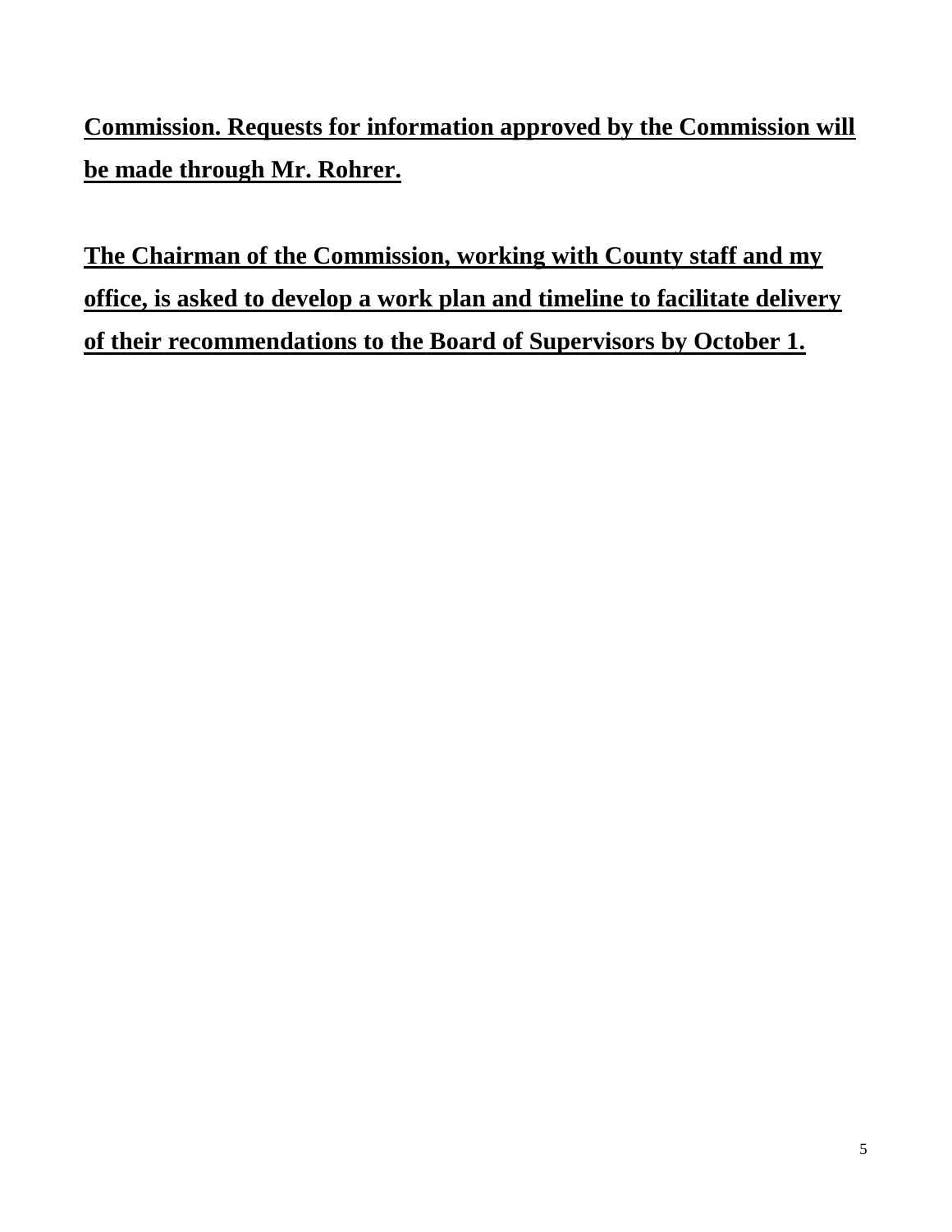**<u>Commission. Requests for information approved by the Commission will be made through Mr. Rohrer.</u>**

**<u>The Chairman of the Commission, working with County staff and my office, is asked to develop a work plan and timeline to facilitate delivery of their recommendations to the Board of Supervisors by October 1.</u>**